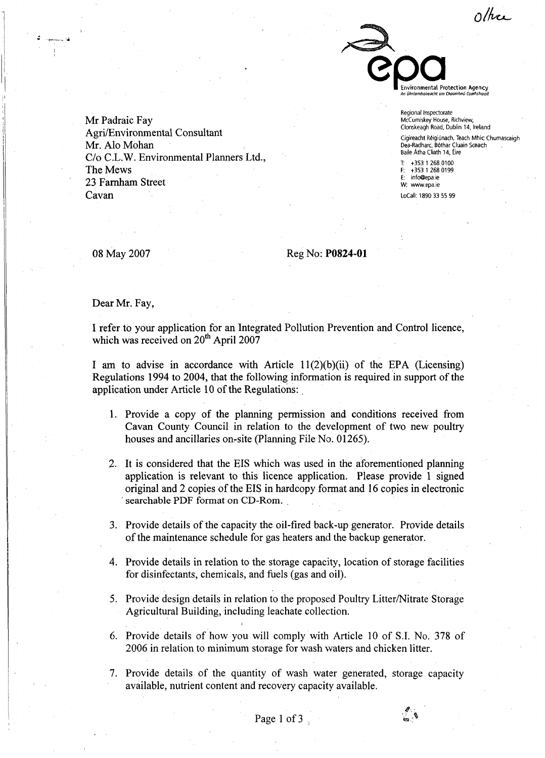olhce

epa Environmental Protection Agency
*An Ghníomhaireacht um Chaomhnú Comhshaoil*

Regional Inspectorate
McCumiskey House, Richview,
Clonskeagh Road, Dublin 14, Ireland

Cigireacht Réigiúnach, Teach Mhic Chumascaigh
Dea-Radharc, Bóthar Cluain Sceach
Baile Átha Cliath 14, Éire

T: +353 1 268 0100
F: +353 1 268 0199
E: info@epa.ie
W: www.epa.ie

LoCall: 1890 33 55 99

Mr Padraic Fay
Agri/Environmental Consultant
Mr. Alo Mohan
C/o C.L.W. Environmental Planners Ltd.,
The Mews
23 Farnham Street
Cavan

08 May 2007

Reg No: **P0824-01**

Dear Mr. Fay,

I refer to your application for an Integrated Pollution Prevention and Control licence, which was received on 20th April 2007

I am to advise in accordance with Article 11(2)(b)(ii) of the EPA (Licensing) Regulations 1994 to 2004, that the following information is required in support of the application under Article 10 of the Regulations:

1. Provide a copy of the planning permission and conditions received from Cavan County Council in relation to the development of two new poultry houses and ancillaries on-site (Planning File No. 01265).

2. It is considered that the EIS which was used in the aforementioned planning application is relevant to this licence application. Please provide 1 signed original and 2 copies of the EIS in hardcopy format and 16 copies in electronic searchable PDF format on CD-Rom.

3. Provide details of the capacity the oil-fired back-up generator. Provide details of the maintenance schedule for gas heaters and the backup generator.

4. Provide details in relation to the storage capacity, location of storage facilities for disinfectants, chemicals, and fuels (gas and oil).

5. Provide design details in relation to the proposed Poultry Litter/Nitrate Storage Agricultural Building, including leachate collection.

6. Provide details of how you will comply with Article 10 of S.I. No. 378 of 2006 in relation to minimum storage for wash waters and chicken litter.

7. Provide details of the quantity of wash water generated, storage capacity available, nutrient content and recovery capacity available.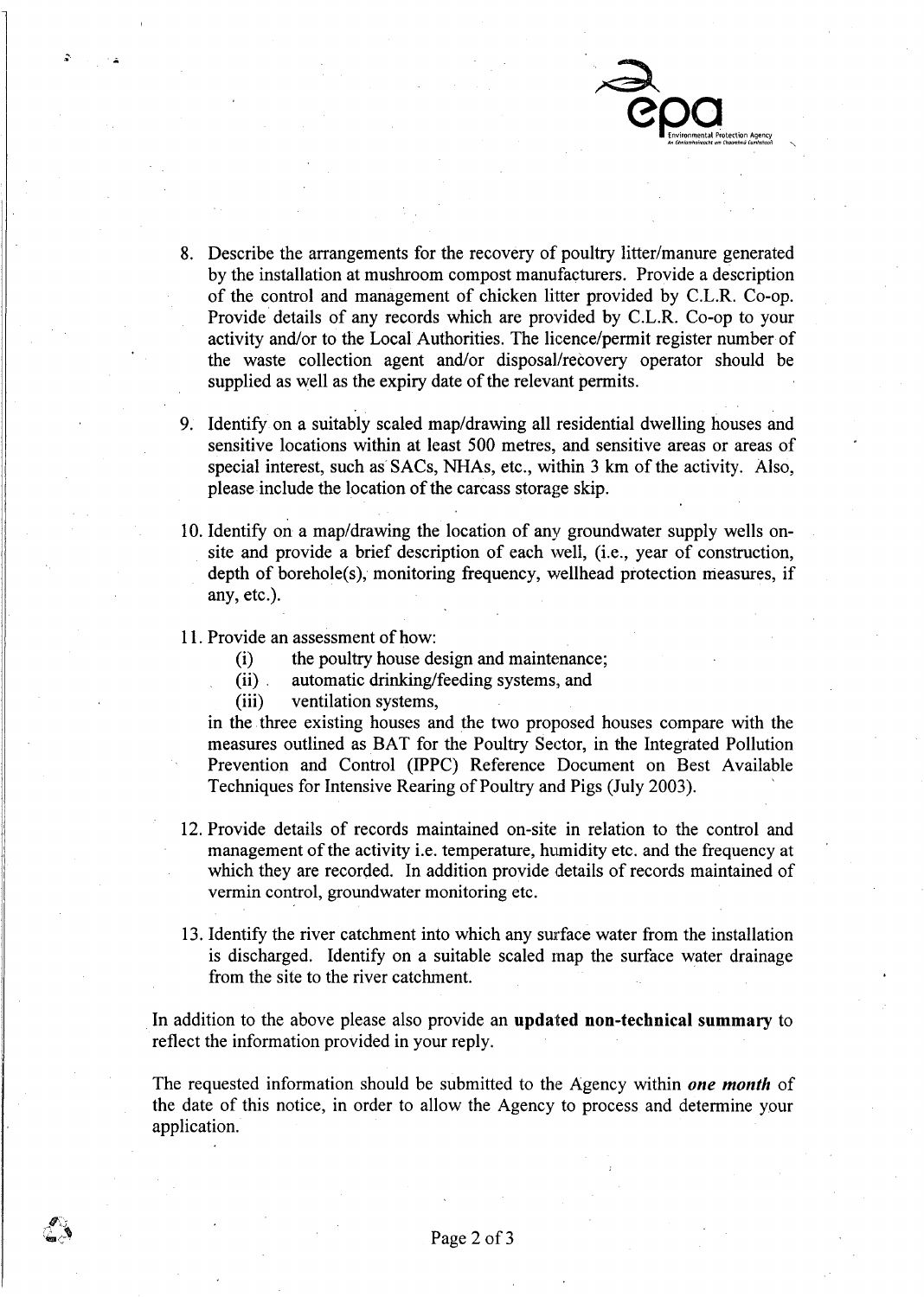8. Describe the arrangements for the recovery of poultry litter/manure generated by the installation at mushroom compost manufacturers. Provide a description of the control and management of chicken litter provided by C.L.R. Co-op. Provide details of any records which are provided by C.L.R. Co-op to your activity and/or to the Local Authorities. The licence/permit register number of the waste collection agent and/or disposal/recovery operator should be supplied as well as the expiry date of the relevant permits.

9. Identify on a suitably scaled map/drawing all residential dwelling houses and sensitive locations within at least 500 metres, and sensitive areas or areas of special interest, such as SACs, NHAs, etc., within 3 km of the activity. Also, please include the location of the carcass storage skip.

10. Identify on a map/drawing the location of any groundwater supply wells on-site and provide a brief description of each well, (i.e., year of construction, depth of borehole(s), monitoring frequency, wellhead protection measures, if any, etc.).

11. Provide an assessment of how:
    (i) the poultry house design and maintenance;
    (ii) automatic drinking/feeding systems, and
    (iii) ventilation systems,

    in the three existing houses and the two proposed houses compare with the measures outlined as BAT for the Poultry Sector, in the Integrated Pollution Prevention and Control (IPPC) Reference Document on Best Available Techniques for Intensive Rearing of Poultry and Pigs (July 2003).

12. Provide details of records maintained on-site in relation to the control and management of the activity i.e. temperature, humidity etc. and the frequency at which they are recorded. In addition provide details of records maintained of vermin control, groundwater monitoring etc.

13. Identify the river catchment into which any surface water from the installation is discharged. Identify on a suitable scaled map the surface water drainage from the site to the river catchment.

In addition to the above please also provide an **updated non-technical summary** to reflect the information provided in your reply.

The requested information should be submitted to the Agency within ***one month*** of the date of this notice, in order to allow the Agency to process and determine your application.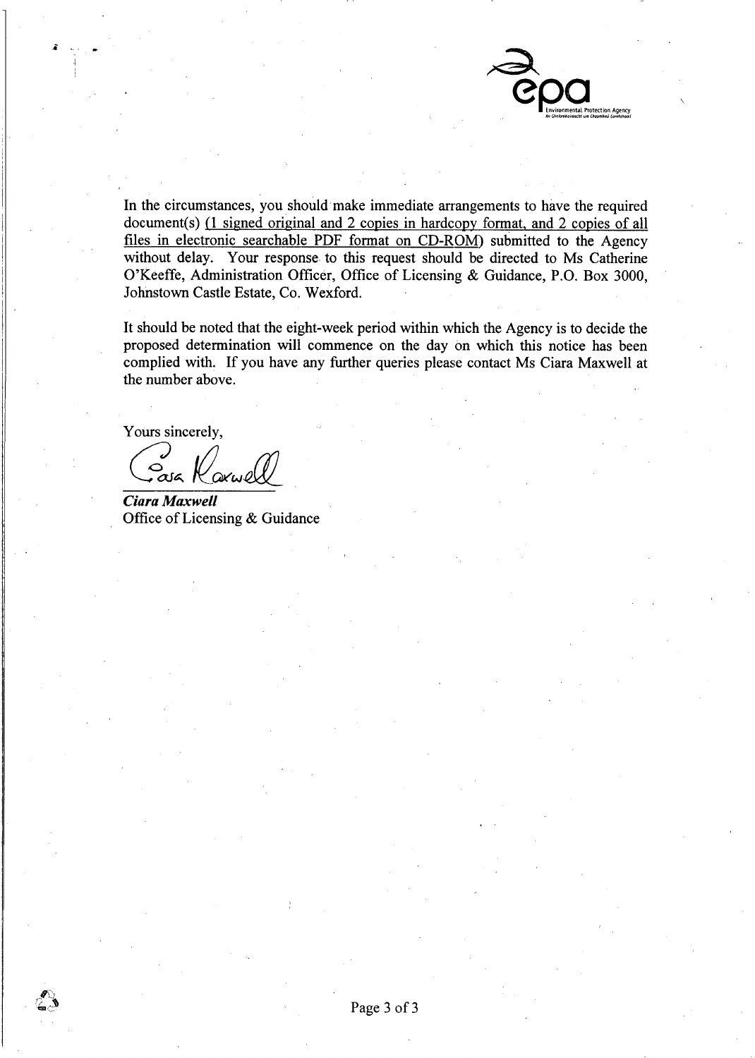In the circumstances, you should make immediate arrangements to have the required document(s) (1 signed original and 2 copies in hardcopy format, and 2 copies of all files in electronic searchable PDF format on CD-ROM) submitted to the Agency without delay. Your response to this request should be directed to Ms Catherine O'Keeffe, Administration Officer, Office of Licensing & Guidance, P.O. Box 3000, Johnstown Castle Estate, Co. Wexford.

It should be noted that the eight-week period within which the Agency is to decide the proposed determination will commence on the day on which this notice has been complied with. If you have any further queries please contact Ms Ciara Maxwell at the number above.

Yours sincerely,

***Ciara Maxwell***
Office of Licensing & Guidance